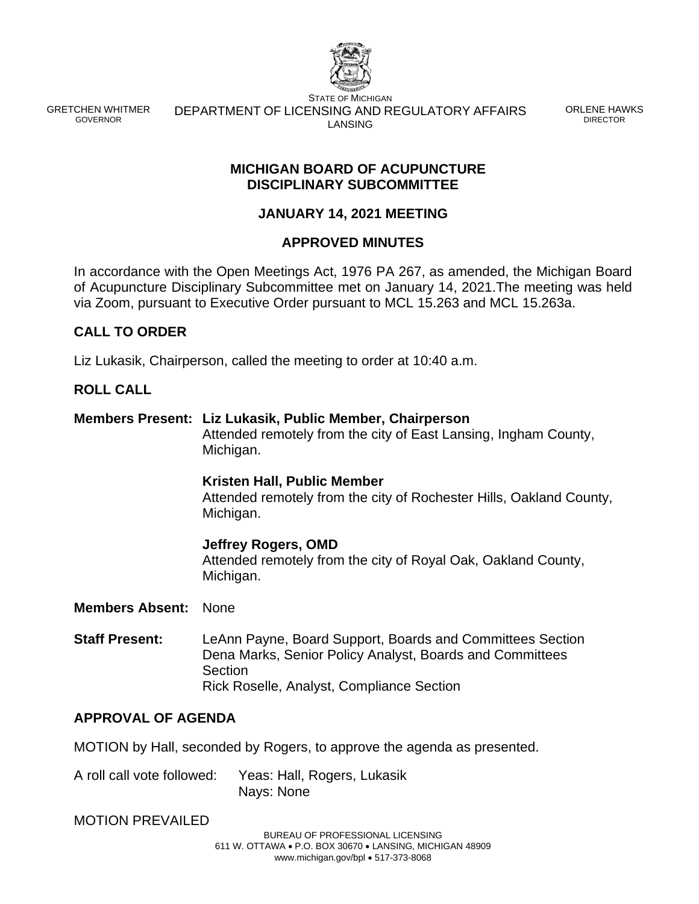STATE OF MICHIGAN

GRETCHEN WHITMER
GOVERNOR

DEPARTMENT OF LICENSING AND REGULATORY AFFAIRS
LANSING

ORLENE HAWKS
DIRECTOR

**MICHIGAN BOARD OF ACUPUNCTURE**
**DISCIPLINARY SUBCOMMITTEE**

**JANUARY 14, 2021 MEETING**

**APPROVED MINUTES**

In accordance with the Open Meetings Act, 1976 PA 267, as amended, the Michigan Board of Acupuncture Disciplinary Subcommittee met on January 14, 2021.The meeting was held via Zoom, pursuant to Executive Order pursuant to MCL 15.263 and MCL 15.263a.

## CALL TO ORDER

Liz Lukasik, Chairperson, called the meeting to order at 10:40 a.m.

## ROLL CALL

**Members Present:** **Liz Lukasik, Public Member, Chairperson**
Attended remotely from the city of East Lansing, Ingham County, Michigan.

**Kristen Hall, Public Member**
Attended remotely from the city of Rochester Hills, Oakland County, Michigan.

**Jeffrey Rogers, OMD**
Attended remotely from the city of Royal Oak, Oakland County, Michigan.

**Members Absent:** None

**Staff Present:** LeAnn Payne, Board Support, Boards and Committees Section
Dena Marks, Senior Policy Analyst, Boards and Committees Section
Rick Roselle, Analyst, Compliance Section

## APPROVAL OF AGENDA

MOTION by Hall, seconded by Rogers, to approve the agenda as presented.

A roll call vote followed: Yeas: Hall, Rogers, Lukasik
Nays: None

MOTION PREVAILED

BUREAU OF PROFESSIONAL LICENSING
611 W. OTTAWA • P.O. BOX 30670 • LANSING, MICHIGAN 48909
www.michigan.gov/bpl • 517-373-8068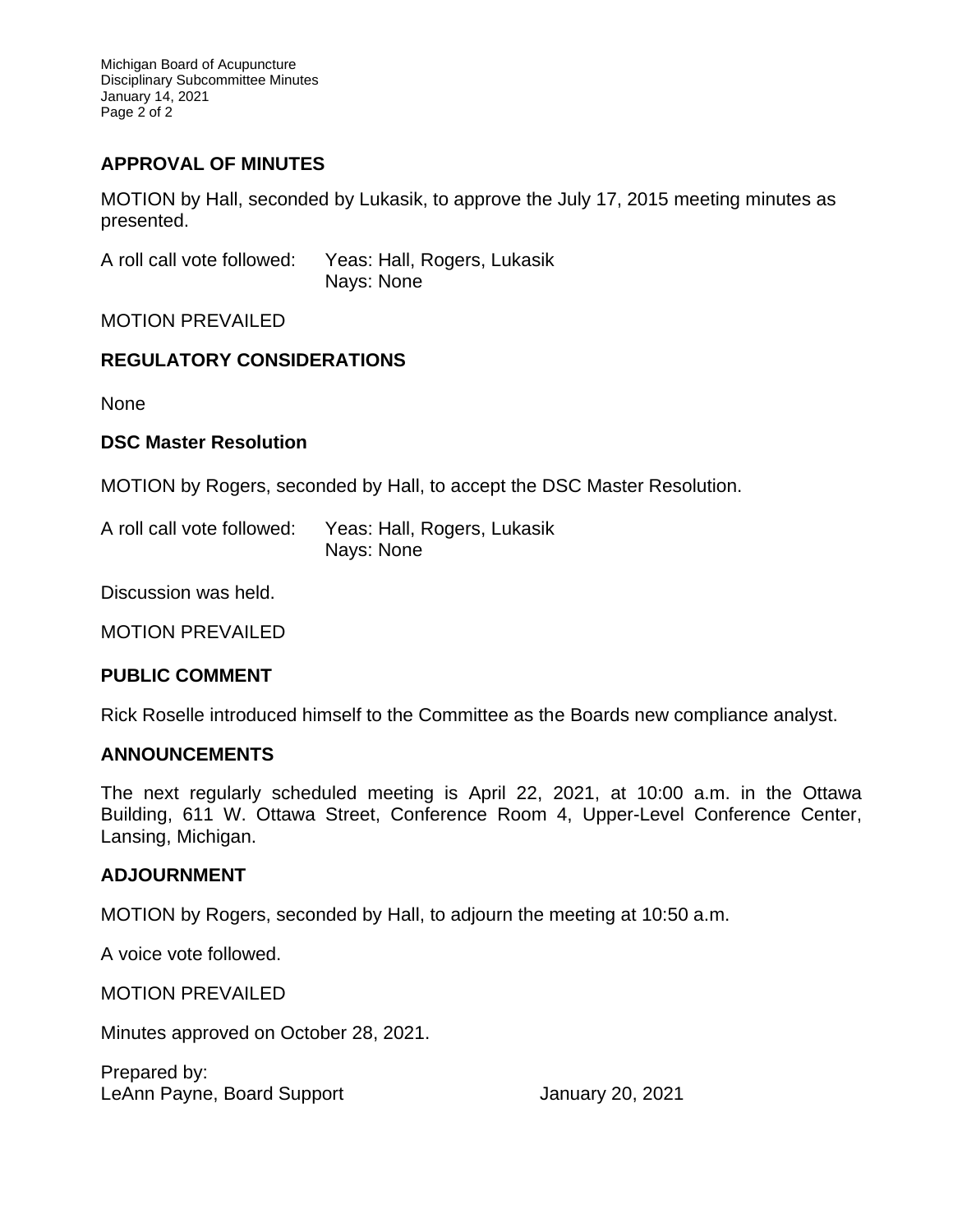## APPROVAL OF MINUTES

MOTION by Hall, seconded by Lukasik, to approve the July 17, 2015 meeting minutes as presented.

A roll call vote followed: Yeas: Hall, Rogers, Lukasik
Nays: None

MOTION PREVAILED

## REGULATORY CONSIDERATIONS

None

### DSC Master Resolution

MOTION by Rogers, seconded by Hall, to accept the DSC Master Resolution.

A roll call vote followed: Yeas: Hall, Rogers, Lukasik
Nays: None

Discussion was held.

MOTION PREVAILED

## PUBLIC COMMENT

Rick Roselle introduced himself to the Committee as the Boards new compliance analyst.

## ANNOUNCEMENTS

The next regularly scheduled meeting is April 22, 2021, at 10:00 a.m. in the Ottawa Building, 611 W. Ottawa Street, Conference Room 4, Upper-Level Conference Center, Lansing, Michigan.

## ADJOURNMENT

MOTION by Rogers, seconded by Hall, to adjourn the meeting at 10:50 a.m.

A voice vote followed.

MOTION PREVAILED

Minutes approved on October 28, 2021.

Prepared by:
LeAnn Payne, Board Support January 20, 2021